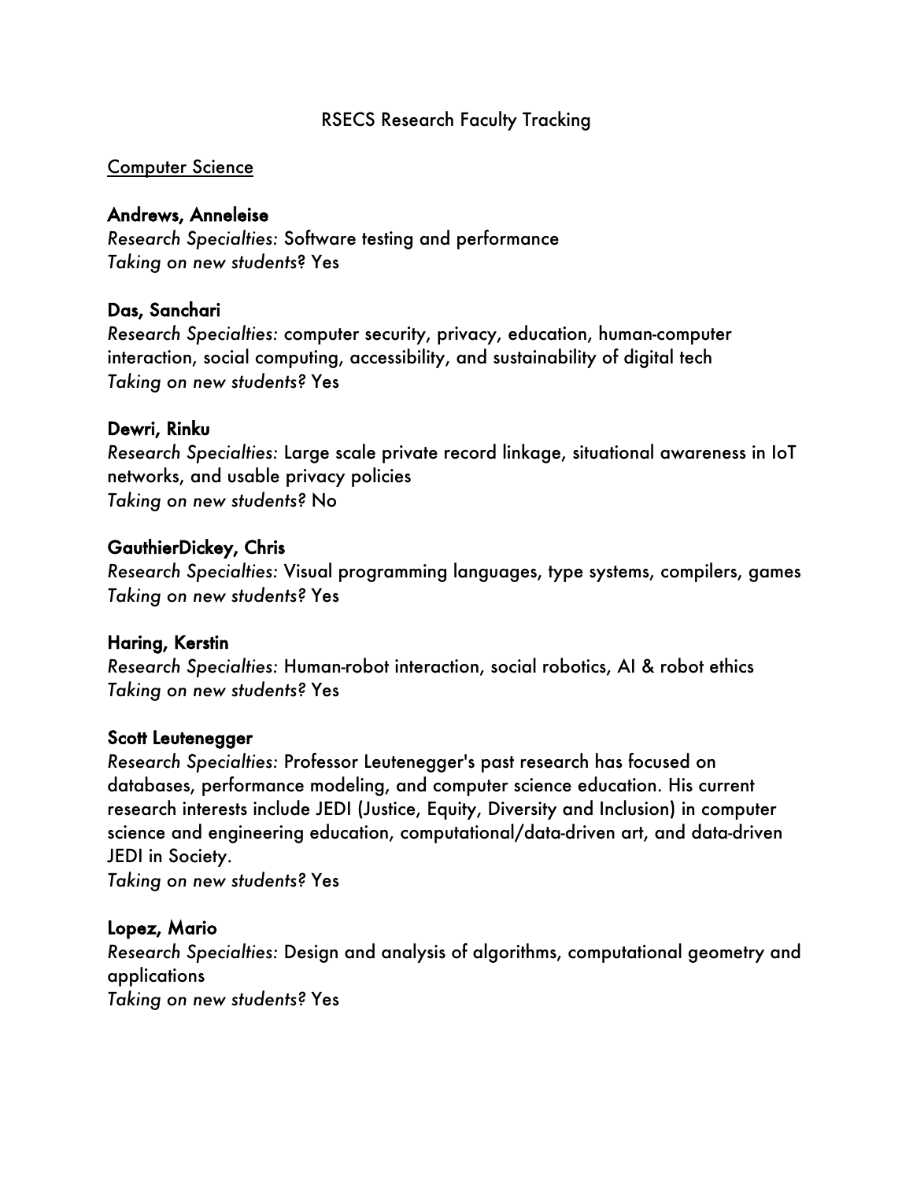# RSECS Research Faculty Tracking

## Computer Science

**Andrews, Anneleise**
*Research Specialties:* Software testing and performance
*Taking on new students?* Yes

**Das, Sanchari**
*Research Specialties:* computer security, privacy, education, human-computer interaction, social computing, accessibility, and sustainability of digital tech
*Taking on new students?* Yes

**Dewri, Rinku**
*Research Specialties:* Large scale private record linkage, situational awareness in IoT networks, and usable privacy policies
*Taking on new students?* No

**GauthierDickey, Chris**
*Research Specialties:* Visual programming languages, type systems, compilers, games
*Taking on new students?* Yes

**Haring, Kerstin**
*Research Specialties:* Human-robot interaction, social robotics, AI & robot ethics
*Taking on new students?* Yes

**Scott Leutenegger**
*Research Specialties:* Professor Leutenegger's past research has focused on databases, performance modeling, and computer science education. His current research interests include JEDI (Justice, Equity, Diversity and Inclusion) in computer science and engineering education, computational/data-driven art, and data-driven JEDI in Society.
*Taking on new students?* Yes

**Lopez, Mario**
*Research Specialties:* Design and analysis of algorithms, computational geometry and applications
*Taking on new students?* Yes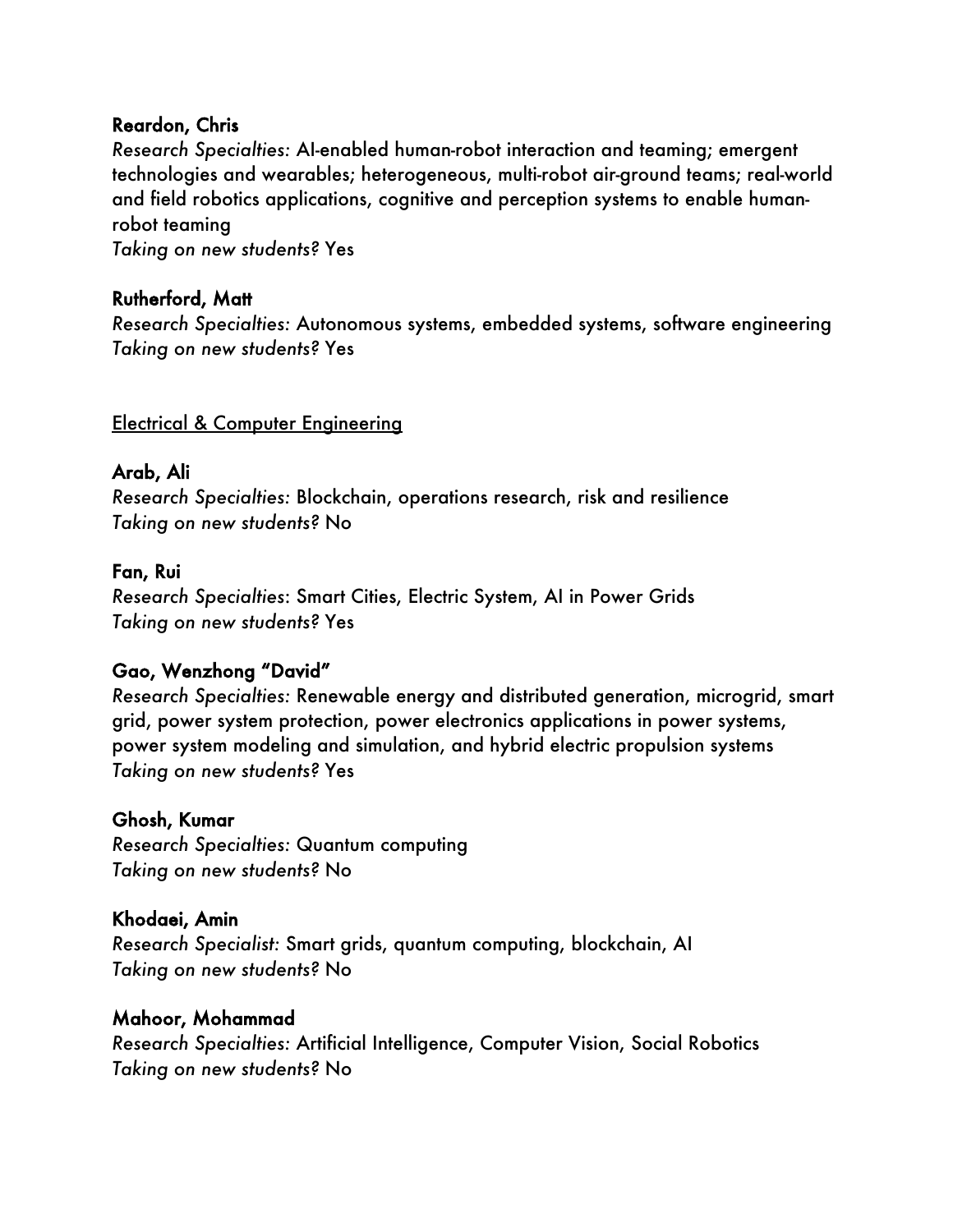**Reardon, Chris**
*Research Specialties:* AI-enabled human-robot interaction and teaming; emergent technologies and wearables; heterogeneous, multi-robot air-ground teams; real-world and field robotics applications, cognitive and perception systems to enable human-robot teaming
*Taking on new students?* Yes

**Rutherford, Matt**
*Research Specialties:* Autonomous systems, embedded systems, software engineering
*Taking on new students?* Yes

<u>Electrical & Computer Engineering</u>

**Arab, Ali**
*Research Specialties:* Blockchain, operations research, risk and resilience
*Taking on new students?* No

**Fan, Rui**
*Research Specialties*: Smart Cities, Electric System, AI in Power Grids
*Taking on new students?* Yes

**Gao, Wenzhong "David"**
*Research Specialties:* Renewable energy and distributed generation, microgrid, smart grid, power system protection, power electronics applications in power systems, power system modeling and simulation, and hybrid electric propulsion systems
*Taking on new students?* Yes

**Ghosh, Kumar**
*Research Specialties:* Quantum computing
*Taking on new students?* No

**Khodaei, Amin**
*Research Specialist:* Smart grids, quantum computing, blockchain, AI
*Taking on new students?* No

**Mahoor, Mohammad**
*Research Specialties:* Artificial Intelligence, Computer Vision, Social Robotics
*Taking on new students?* No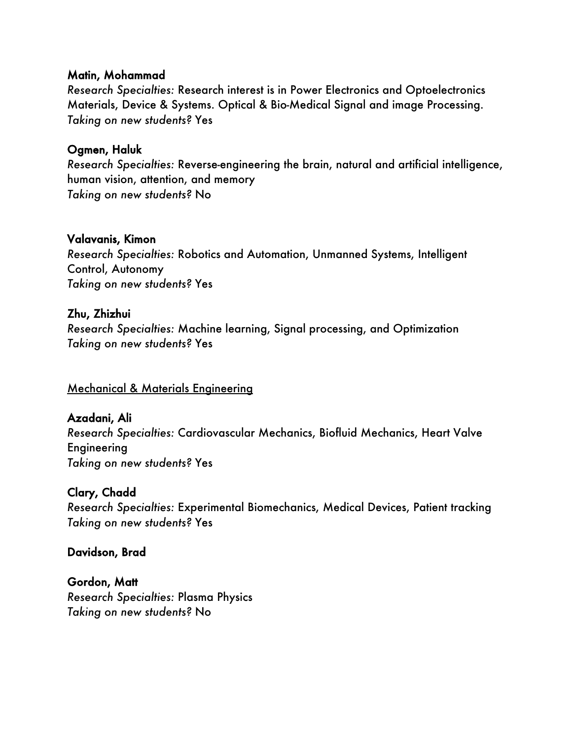**Matin, Mohammad**
*Research Specialties:* Research interest is in Power Electronics and Optoelectronics Materials, Device & Systems. Optical & Bio-Medical Signal and image Processing.
*Taking on new students?* Yes

**Ogmen, Haluk**
*Research Specialties:* Reverse-engineering the brain, natural and artificial intelligence, human vision, attention, and memory
*Taking on new students?* No

**Valavanis, Kimon**
*Research Specialties:* Robotics and Automation, Unmanned Systems, Intelligent Control, Autonomy
*Taking on new students?* Yes

**Zhu, Zhizhui**
*Research Specialties:* Machine learning, Signal processing, and Optimization
*Taking on new students?* Yes

## Mechanical & Materials Engineering

**Azadani, Ali**
*Research Specialties:* Cardiovascular Mechanics, Biofluid Mechanics, Heart Valve Engineering
*Taking on new students?* Yes

**Clary, Chadd**
*Research Specialties:* Experimental Biomechanics, Medical Devices, Patient tracking
*Taking on new students?* Yes

**Davidson, Brad**

**Gordon, Matt**
*Research Specialties:* Plasma Physics
*Taking on new students?* No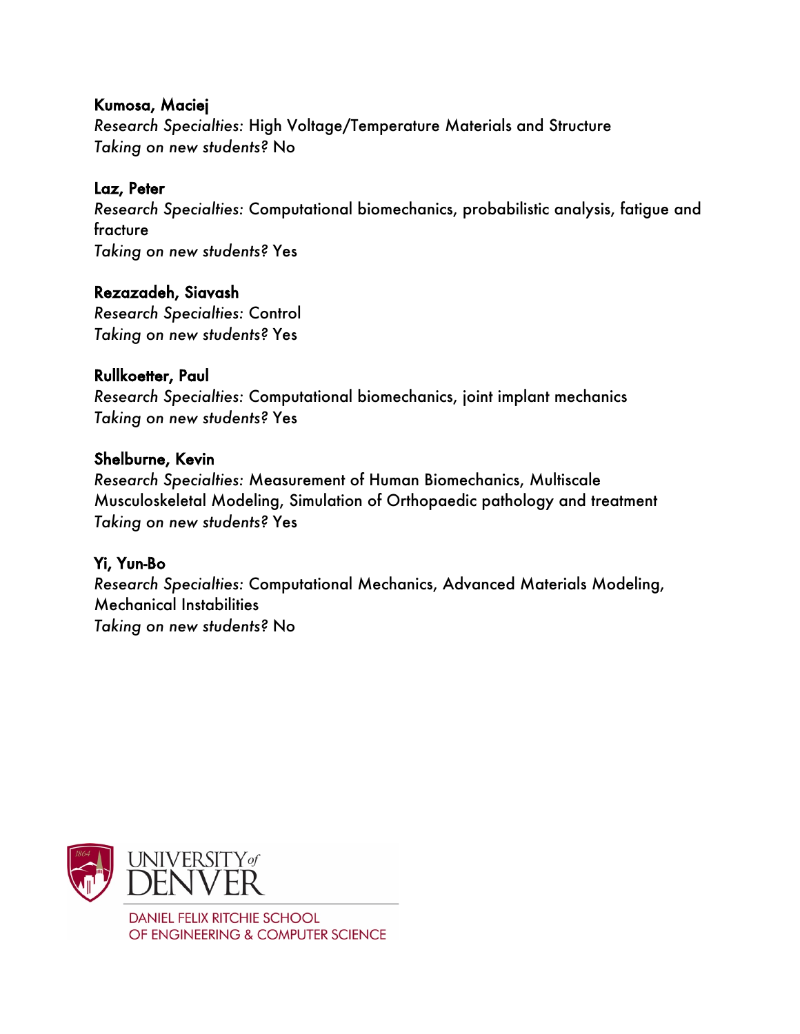**Kumosa, Maciej**
*Research Specialties:* High Voltage/Temperature Materials and Structure
*Taking on new students?* No

**Laz, Peter**
*Research Specialties:* Computational biomechanics, probabilistic analysis, fatigue and fracture
*Taking on new students?* Yes

**Rezazadeh, Siavash**
*Research Specialties:* Control
*Taking on new students?* Yes

**Rullkoetter, Paul**
*Research Specialties:* Computational biomechanics, joint implant mechanics
*Taking on new students?* Yes

**Shelburne, Kevin**
*Research Specialties:* Measurement of Human Biomechanics, Multiscale Musculoskeletal Modeling, Simulation of Orthopaedic pathology and treatment
*Taking on new students?* Yes

**Yi, Yun-Bo**
*Research Specialties:* Computational Mechanics, Advanced Materials Modeling, Mechanical Instabilities
*Taking on new students?* No

UNIVERSITY of DENVER
DANIEL FELIX RITCHIE SCHOOL OF ENGINEERING & COMPUTER SCIENCE